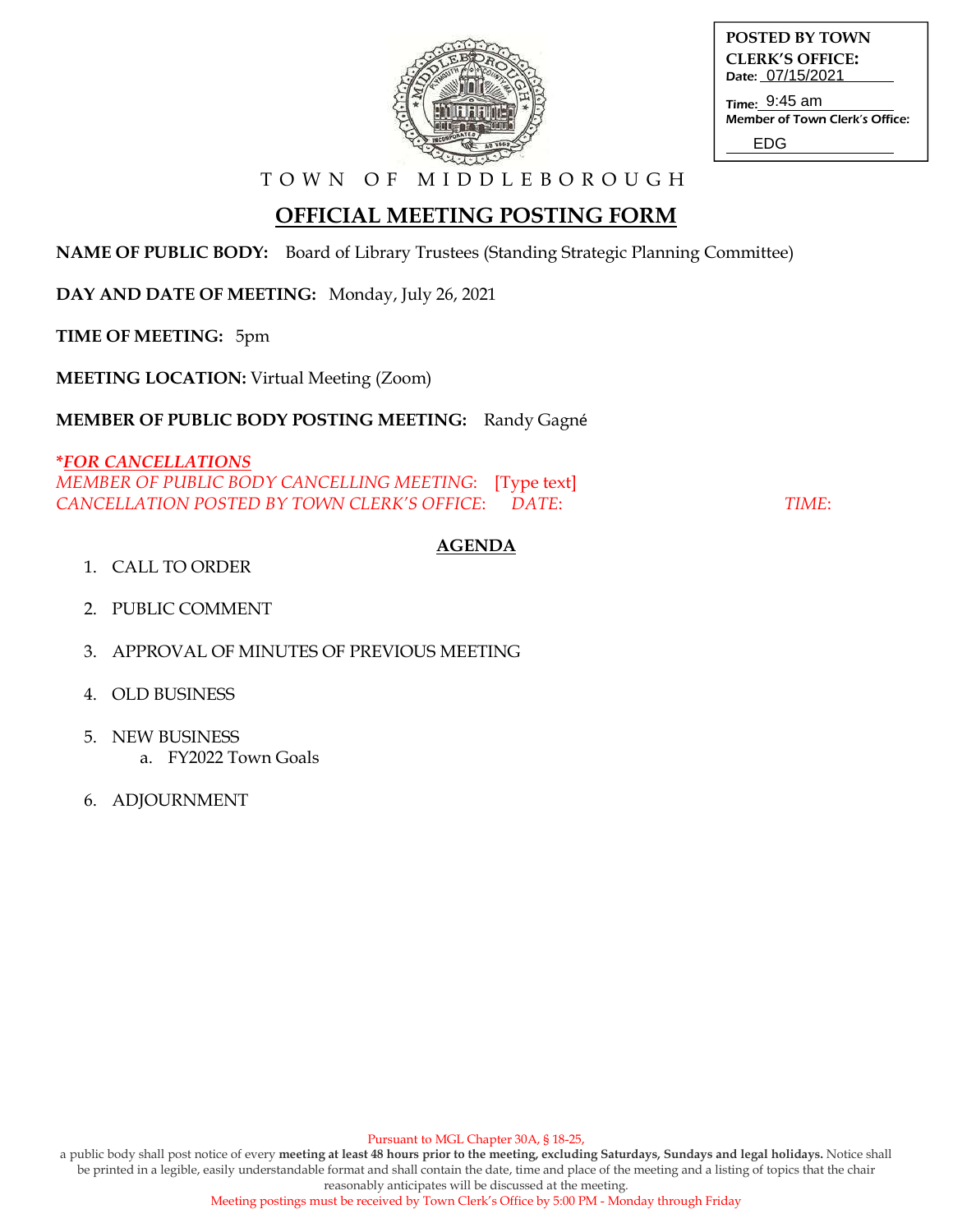**POSTED BY TOWN CLERK'S OFFICE:**
Date: 07/15/2021
Time: 9:45 am
Member of Town Clerk's Office: EDG

TOWN OF MIDDLEBOROUGH

# OFFICIAL MEETING POSTING FORM

**NAME OF PUBLIC BODY:** Board of Library Trustees (Standing Strategic Planning Committee)

**DAY AND DATE OF MEETING:** Monday, July 26, 2021

**TIME OF MEETING:** 5pm

**MEETING LOCATION:** Virtual Meeting (Zoom)

**MEMBER OF PUBLIC BODY POSTING MEETING:** Randy Gagné

*\*FOR CANCELLATIONS*
*MEMBER OF PUBLIC BODY CANCELLING MEETING:* [Type text]
*CANCELLATION POSTED BY TOWN CLERK'S OFFICE: DATE: TIME:*

## AGENDA

1. CALL TO ORDER
2. PUBLIC COMMENT
3. APPROVAL OF MINUTES OF PREVIOUS MEETING
4. OLD BUSINESS
5. NEW BUSINESS
   a. FY2022 Town Goals
6. ADJOURNMENT

Pursuant to MGL Chapter 30A, § 18-25,
a public body shall post notice of every **meeting at least 48 hours prior to the meeting, excluding Saturdays, Sundays and legal holidays.** Notice shall be printed in a legible, easily understandable format and shall contain the date, time and place of the meeting and a listing of topics that the chair reasonably anticipates will be discussed at the meeting.
Meeting postings must be received by Town Clerk's Office by 5:00 PM - Monday through Friday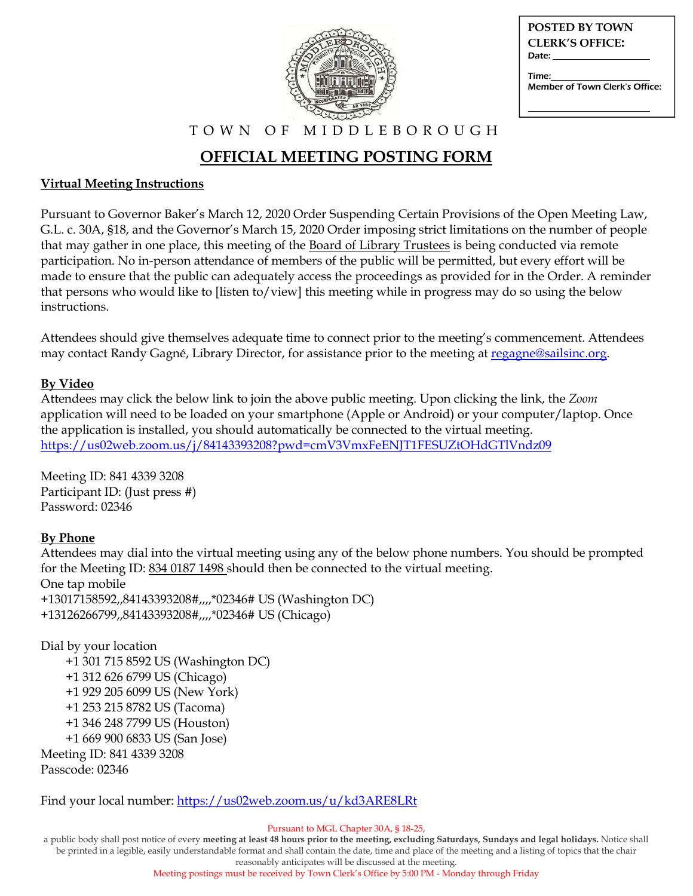**POSTED BY TOWN CLERK'S OFFICE:**
Date: ___________________

Time: ___________________
Member of Town Clerk's Office:

___________________

TOWN OF MIDDLEBOROUGH

# OFFICIAL MEETING POSTING FORM

## Virtual Meeting Instructions

Pursuant to Governor Baker's March 12, 2020 Order Suspending Certain Provisions of the Open Meeting Law, G.L. c. 30A, §18, and the Governor's March 15, 2020 Order imposing strict limitations on the number of people that may gather in one place, this meeting of the Board of Library Trustees is being conducted via remote participation. No in-person attendance of members of the public will be permitted, but every effort will be made to ensure that the public can adequately access the proceedings as provided for in the Order. A reminder that persons who would like to [listen to/view] this meeting while in progress may do so using the below instructions.

Attendees should give themselves adequate time to connect prior to the meeting's commencement. Attendees may contact Randy Gagné, Library Director, for assistance prior to the meeting at regagne@sailsinc.org.

### By Video

Attendees may click the below link to join the above public meeting. Upon clicking the link, the *Zoom* application will need to be loaded on your smartphone (Apple or Android) or your computer/laptop. Once the application is installed, you should automatically be connected to the virtual meeting.
https://us02web.zoom.us/j/84143393208?pwd=cmV3VmxFeENJT1FESUZtOHdGTlVndz09

Meeting ID: 841 4339 3208
Participant ID: (Just press #)
Password: 02346

### By Phone

Attendees may dial into the virtual meeting using any of the below phone numbers. You should be prompted for the Meeting ID: 834 0187 1498 should then be connected to the virtual meeting.
One tap mobile
+13017158592,,84143393208#,,,,*02346# US (Washington DC)
+13126266799,,84143393208#,,,,*02346# US (Chicago)

Dial by your location
- +1 301 715 8592 US (Washington DC)
- +1 312 626 6799 US (Chicago)
- +1 929 205 6099 US (New York)
- +1 253 215 8782 US (Tacoma)
- +1 346 248 7799 US (Houston)
- +1 669 900 6833 US (San Jose)

Meeting ID: 841 4339 3208
Passcode: 02346

Find your local number: https://us02web.zoom.us/u/kd3ARE8LRt

Pursuant to MGL Chapter 30A, § 18-25,
a public body shall post notice of every **meeting at least 48 hours prior to the meeting, excluding Saturdays, Sundays and legal holidays.** Notice shall be printed in a legible, easily understandable format and shall contain the date, time and place of the meeting and a listing of topics that the chair reasonably anticipates will be discussed at the meeting.
Meeting postings must be received by Town Clerk's Office by 5:00 PM - Monday through Friday